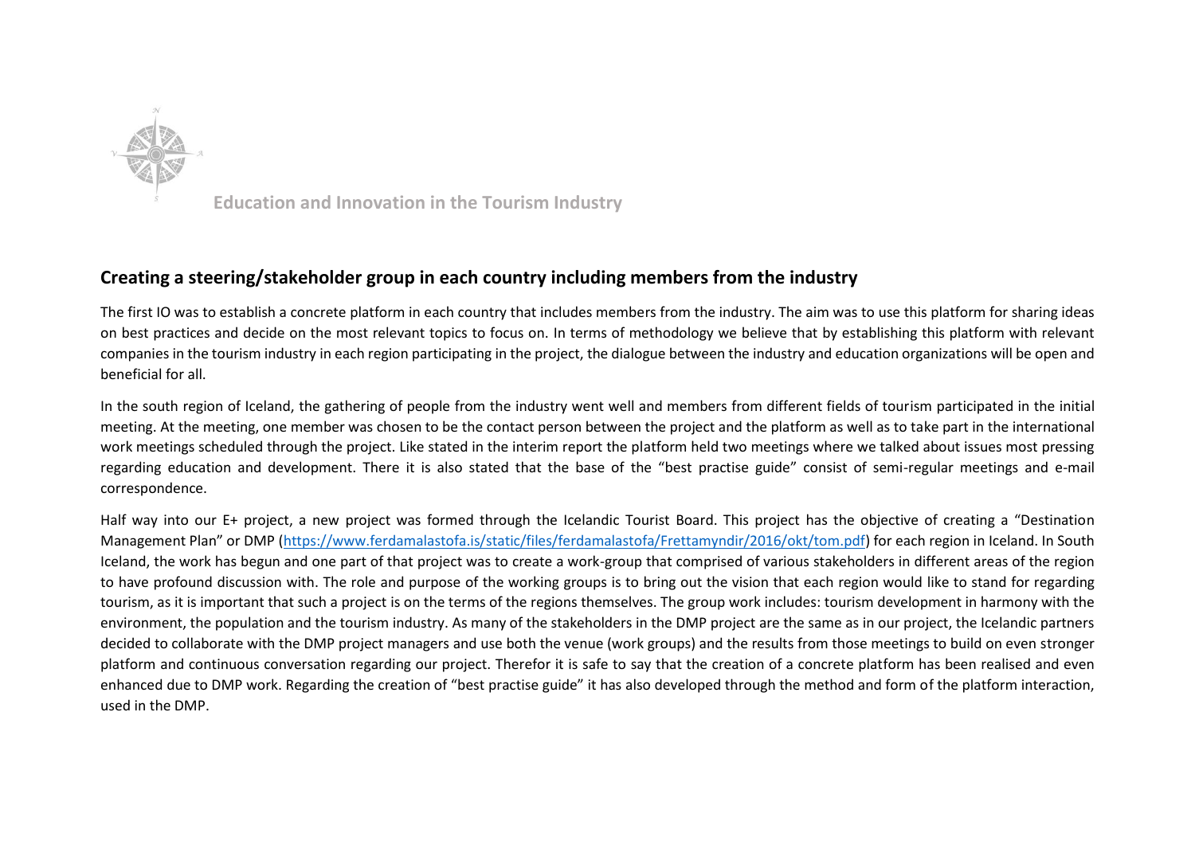## Creating a steering/stakeholder group in each country including members from the industry

The first IO was to establish a concrete platform in each country that includes members from the industry. The aim was to use this platform for sharing ideas on best practices and decide on the most relevant topics to focus on. In terms of methodology we believe that by establishing this platform with relevant companies in the tourism industry in each region participating in the project, the dialogue between the industry and education organizations will be open and beneficial for all.

In the south region of Iceland, the gathering of people from the industry went well and members from different fields of tourism participated in the initial meeting. At the meeting, one member was chosen to be the contact person between the project and the platform as well as to take part in the international work meetings scheduled through the project. Like stated in the interim report the platform held two meetings where we talked about issues most pressing regarding education and development. There it is also stated that the base of the "best practise guide" consist of semi-regular meetings and e-mail correspondence.

Half way into our E+ project, a new project was formed through the Icelandic Tourist Board. This project has the objective of creating a "Destination Management Plan" or DMP (https://www.ferdamalastofa.is/static/files/ferdamalastofa/Frettamyndir/2016/okt/tom.pdf) for each region in Iceland. In South Iceland, the work has begun and one part of that project was to create a work-group that comprised of various stakeholders in different areas of the region to have profound discussion with. The role and purpose of the working groups is to bring out the vision that each region would like to stand for regarding tourism, as it is important that such a project is on the terms of the regions themselves. The group work includes: tourism development in harmony with the environment, the population and the tourism industry. As many of the stakeholders in the DMP project are the same as in our project, the Icelandic partners decided to collaborate with the DMP project managers and use both the venue (work groups) and the results from those meetings to build on even stronger platform and continuous conversation regarding our project. Therefor it is safe to say that the creation of a concrete platform has been realised and even enhanced due to DMP work. Regarding the creation of "best practise guide" it has also developed through the method and form of the platform interaction, used in the DMP.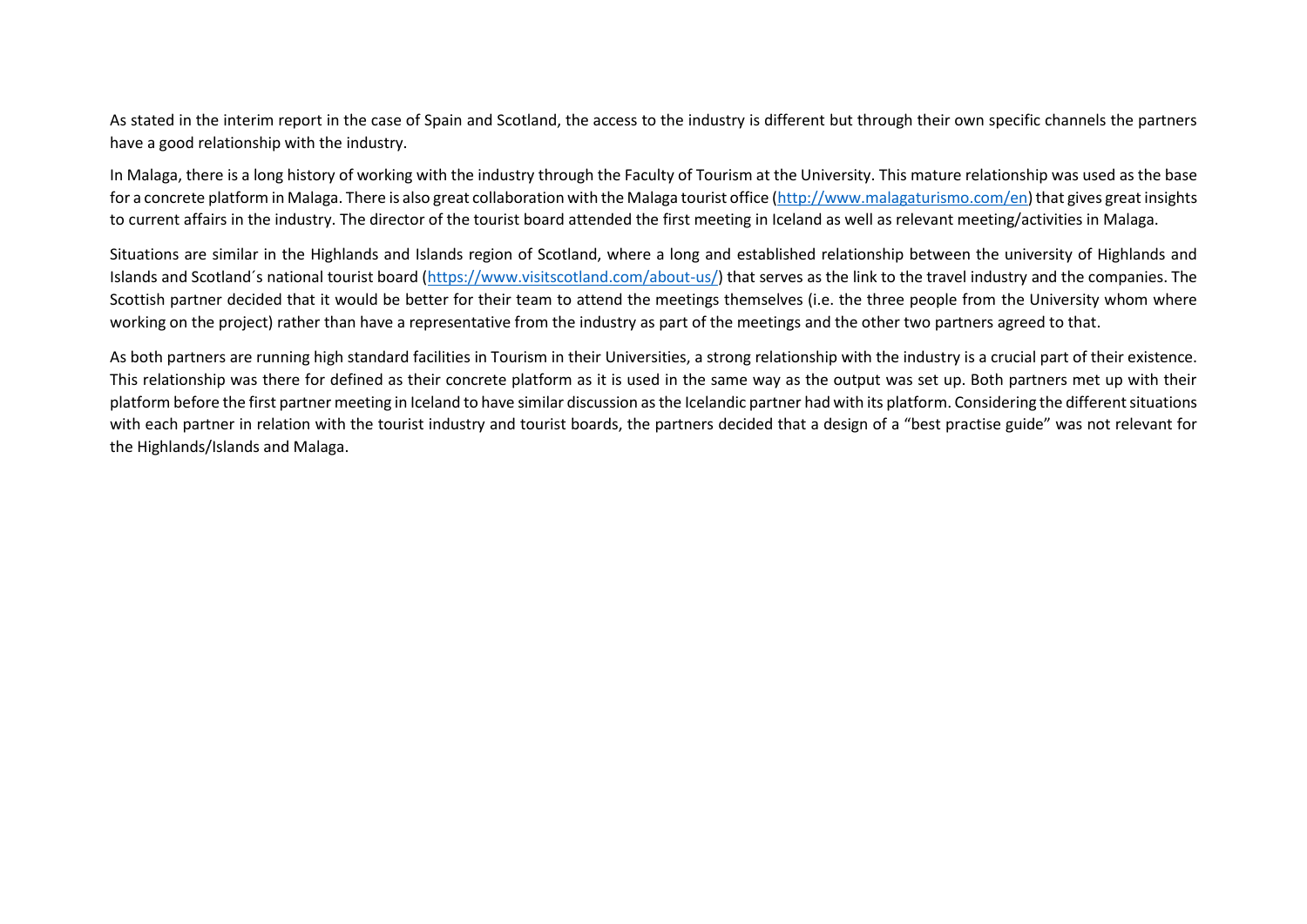As stated in the interim report in the case of Spain and Scotland, the access to the industry is different but through their own specific channels the partners have a good relationship with the industry.

In Malaga, there is a long history of working with the industry through the Faculty of Tourism at the University. This mature relationship was used as the base for a concrete platform in Malaga. There is also great collaboration with the Malaga tourist office (http://www.malagaturismo.com/en) that gives great insights to current affairs in the industry. The director of the tourist board attended the first meeting in Iceland as well as relevant meeting/activities in Malaga.

Situations are similar in the Highlands and Islands region of Scotland, where a long and established relationship between the university of Highlands and Islands and Scotland´s national tourist board (https://www.visitscotland.com/about-us/) that serves as the link to the travel industry and the companies. The Scottish partner decided that it would be better for their team to attend the meetings themselves (i.e. the three people from the University whom where working on the project) rather than have a representative from the industry as part of the meetings and the other two partners agreed to that.

As both partners are running high standard facilities in Tourism in their Universities, a strong relationship with the industry is a crucial part of their existence. This relationship was there for defined as their concrete platform as it is used in the same way as the output was set up. Both partners met up with their platform before the first partner meeting in Iceland to have similar discussion as the Icelandic partner had with its platform. Considering the different situations with each partner in relation with the tourist industry and tourist boards, the partners decided that a design of a "best practise guide" was not relevant for the Highlands/Islands and Malaga.